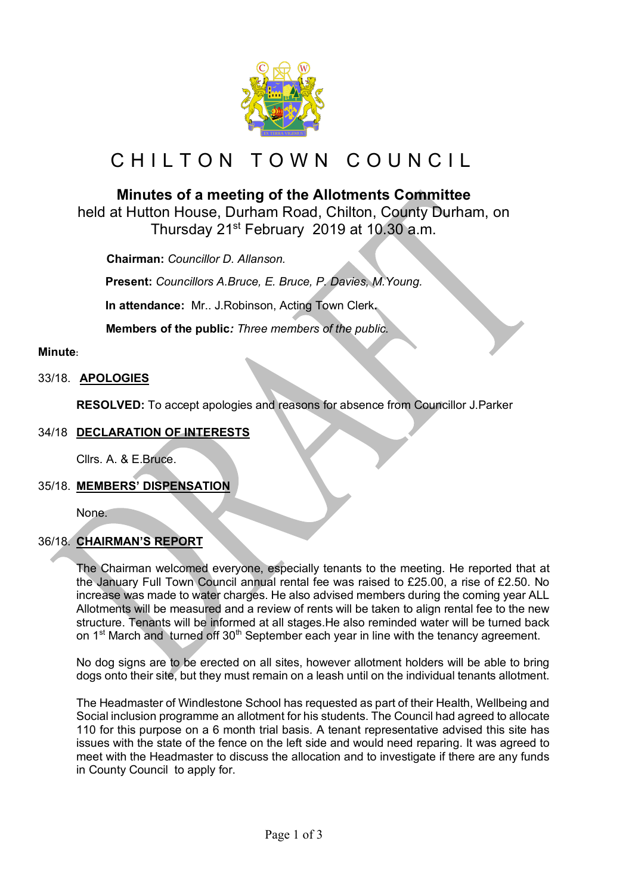# CHILTON TOWN COUNCIL

## Minutes of a meeting of the Allotments Committee

held at Hutton House, Durham Road, Chilton, County Durham, on Thursday 21st February 2019 at 10.30 a.m.

**Chairman:** *Councillor D. Allanson.*

**Present:** *Councillors A.Bruce, E. Bruce, P. Davies, M.Young.*

**In attendance:** Mr.. J.Robinson, Acting Town Clerk.

**Members of the public***: Three members of the public.*

**Minute**:

33/18. **APOLOGIES**

**RESOLVED:** To accept apologies and reasons for absence from Councillor J.Parker

34/18 **DECLARATION OF INTERESTS**

Cllrs. A. & E.Bruce.

35/18. **MEMBERS' DISPENSATION**

None.

36/18. **CHAIRMAN'S REPORT**

The Chairman welcomed everyone, especially tenants to the meeting. He reported that at the January Full Town Council annual rental fee was raised to £25.00, a rise of £2.50. No increase was made to water charges. He also advised members during the coming year ALL Allotments will be measured and a review of rents will be taken to align rental fee to the new structure. Tenants will be informed at all stages.He also reminded water will be turned back on 1st March and turned off 30th September each year in line with the tenancy agreement.

No dog signs are to be erected on all sites, however allotment holders will be able to bring dogs onto their site, but they must remain on a leash until on the individual tenants allotment.

The Headmaster of Windlestone School has requested as part of their Health, Wellbeing and Social inclusion programme an allotment for his students. The Council had agreed to allocate 110 for this purpose on a 6 month trial basis. A tenant representative advised this site has issues with the state of the fence on the left side and would need reparing. It was agreed to meet with the Headmaster to discuss the allocation and to investigate if there are any funds in County Council to apply for.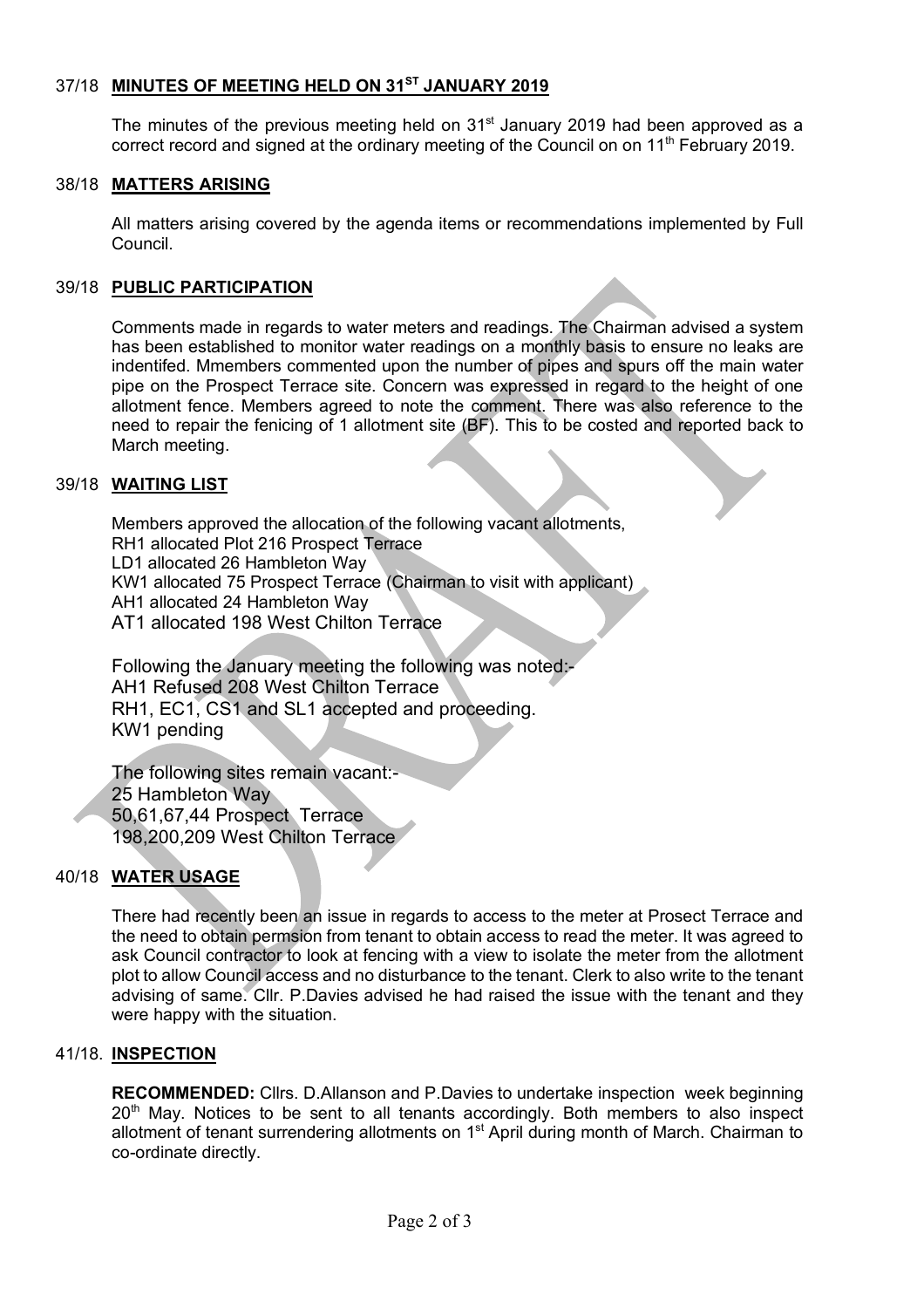## 37/18 MINUTES OF MEETING HELD ON 31ST JANUARY 2019

The minutes of the previous meeting held on 31st January 2019 had been approved as a correct record and signed at the ordinary meeting of the Council on on 11th February 2019.

## 38/18 MATTERS ARISING

All matters arising covered by the agenda items or recommendations implemented by Full Council.

## 39/18 PUBLIC PARTICIPATION

Comments made in regards to water meters and readings. The Chairman advised a system has been established to monitor water readings on a monthly basis to ensure no leaks are indentifed. Mmembers commented upon the number of pipes and spurs off the main water pipe on the Prospect Terrace site. Concern was expressed in regard to the height of one allotment fence. Members agreed to note the comment. There was also reference to the need to repair the fenicing of 1 allotment site (BF). This to be costed and reported back to March meeting.

## 39/18 WAITING LIST

Members approved the allocation of the following vacant allotments,
RH1 allocated Plot 216 Prospect Terrace
LD1 allocated 26 Hambleton Way
KW1 allocated 75 Prospect Terrace (Chairman to visit with applicant)
AH1 allocated 24 Hambleton Way
AT1 allocated 198 West Chilton Terrace

Following the January meeting the following was noted:-
AH1 Refused 208 West Chilton Terrace
RH1, EC1, CS1 and SL1 accepted and proceeding.
KW1 pending

The following sites remain vacant:-
25 Hambleton Way
50,61,67,44 Prospect Terrace
198,200,209 West Chilton Terrace

## 40/18 WATER USAGE

There had recently been an issue in regards to access to the meter at Prosect Terrace and the need to obtain permsion from tenant to obtain access to read the meter. It was agreed to ask Council contractor to look at fencing with a view to isolate the meter from the allotment plot to allow Council access and no disturbance to the tenant. Clerk to also write to the tenant advising of same. Cllr. P.Davies advised he had raised the issue with the tenant and they were happy with the situation.

## 41/18. INSPECTION

**RECOMMENDED:** Cllrs. D.Allanson and P.Davies to undertake inspection week beginning 20th May. Notices to be sent to all tenants accordingly. Both members to also inspect allotment of tenant surrendering allotments on 1st April during month of March. Chairman to co-ordinate directly.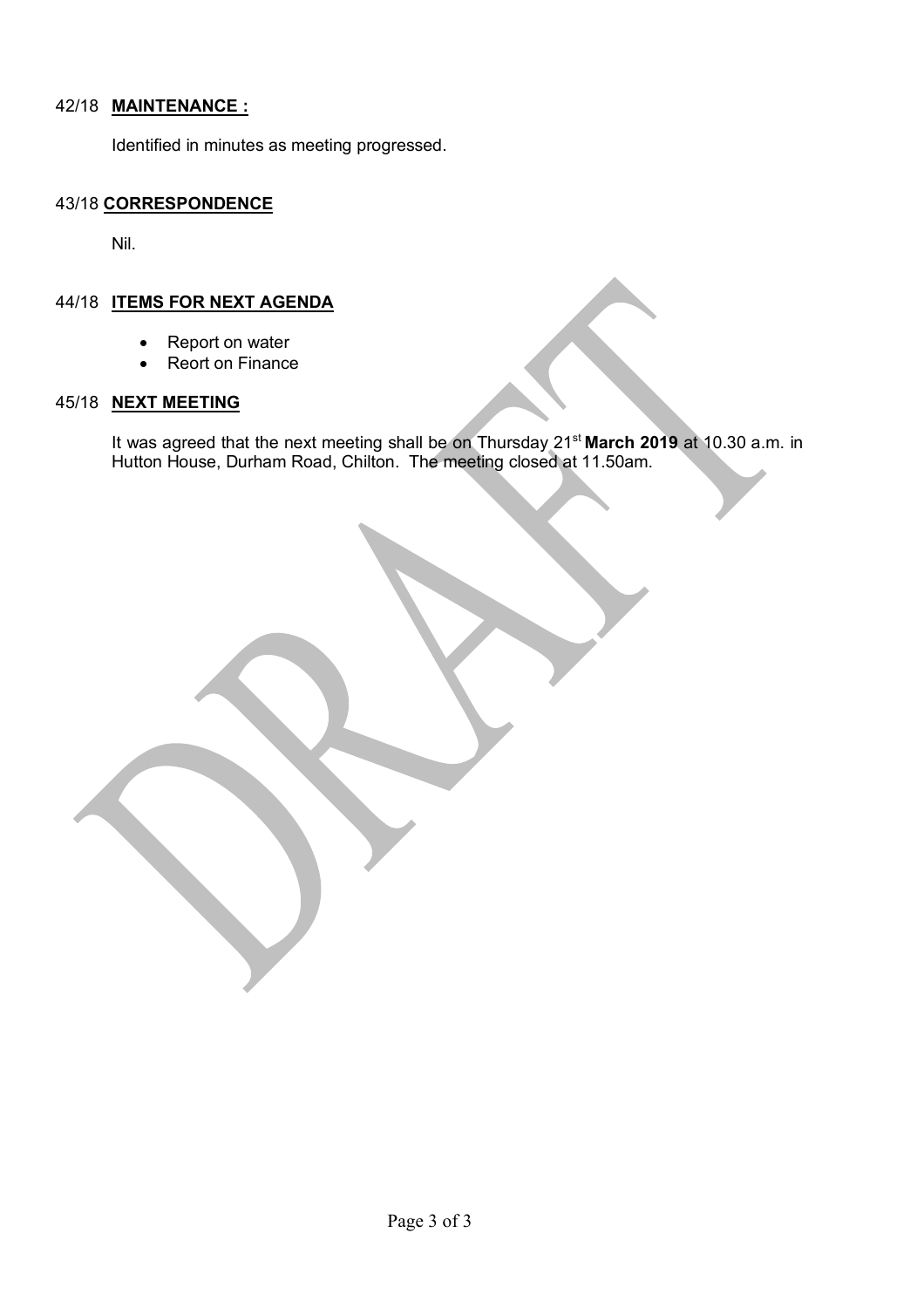42/18 **MAINTENANCE :**

Identified in minutes as meeting progressed.

43/18 **CORRESPONDENCE**

Nil.

44/18 **ITEMS FOR NEXT AGENDA**

- Report on water
- Reort on Finance

45/18 **NEXT MEETING**

It was agreed that the next meeting shall be on Thursday 21st **March 2019** at 10.30 a.m. in Hutton House, Durham Road, Chilton. The meeting closed at 11.50am.